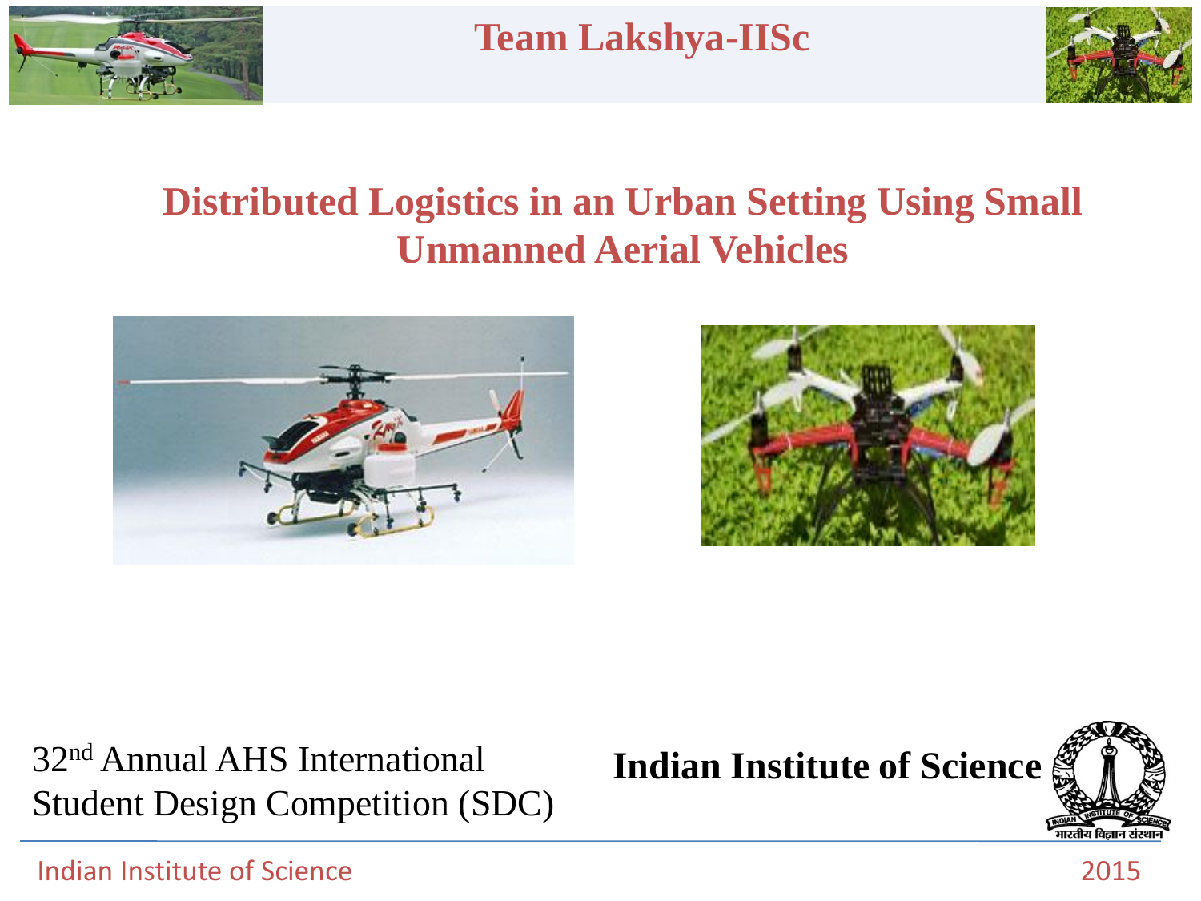# Team Lakshya-IISc

## Distributed Logistics in an Urban Setting Using Small Unmanned Aerial Vehicles

32nd Annual AHS International Student Design Competition (SDC)

**Indian Institute of Science**

Indian Institute of Science

2015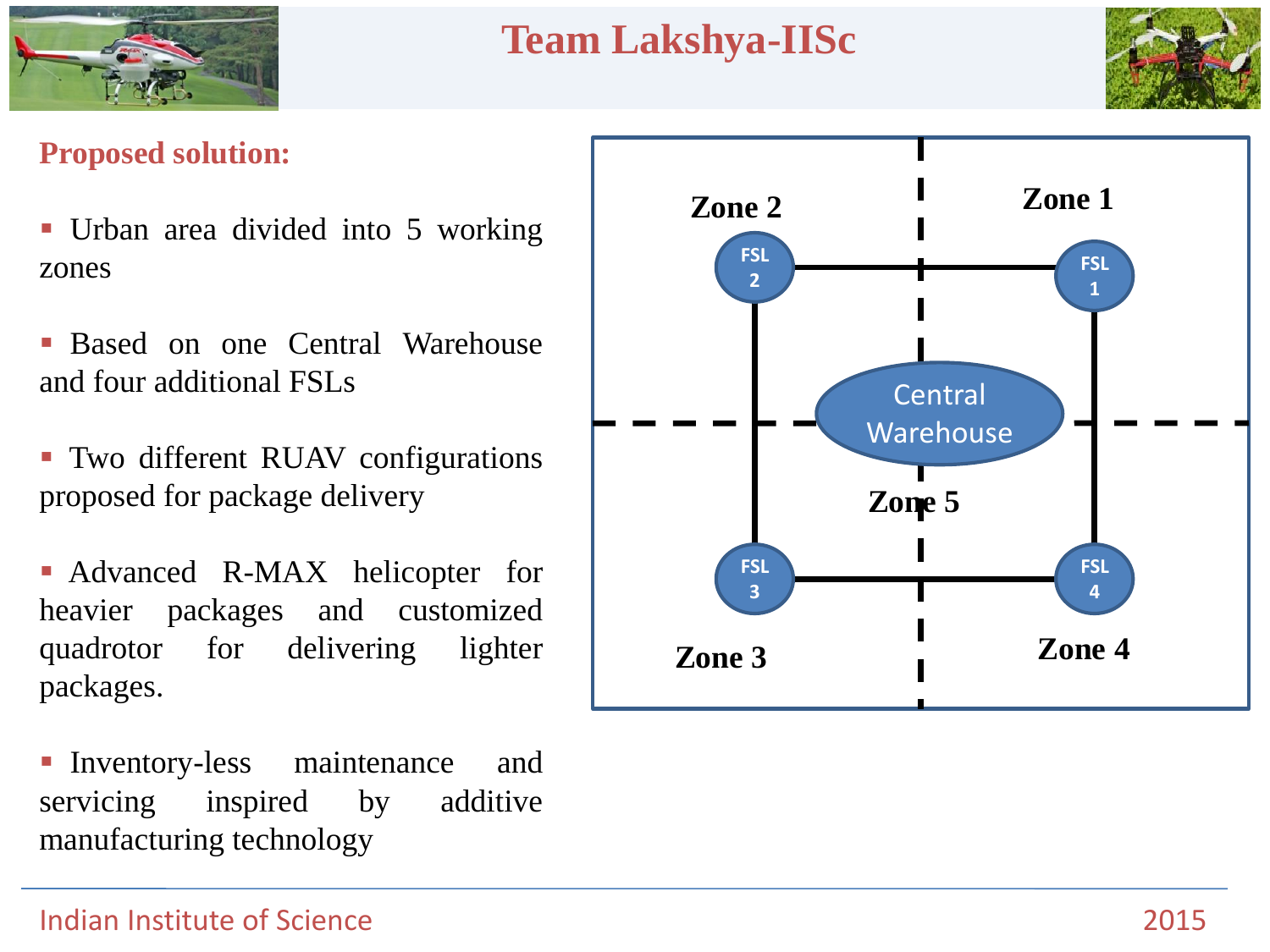# Team Lakshya-IISc

## Proposed solution:

- Urban area divided into 5 working zones
- Based on one Central Warehouse and four additional FSLs
- Two different RUAV configurations proposed for package delivery
- Advanced R-MAX helicopter for heavier packages and customized quadrotor for delivering lighter packages.
- Inventory-less maintenance and servicing inspired by additive manufacturing technology

Zone 2

Zone 1

FSL 2

FSL 1

Central Warehouse

Zone 5

FSL 3

FSL 4

Zone 3

Zone 4

Indian Institute of Science

2015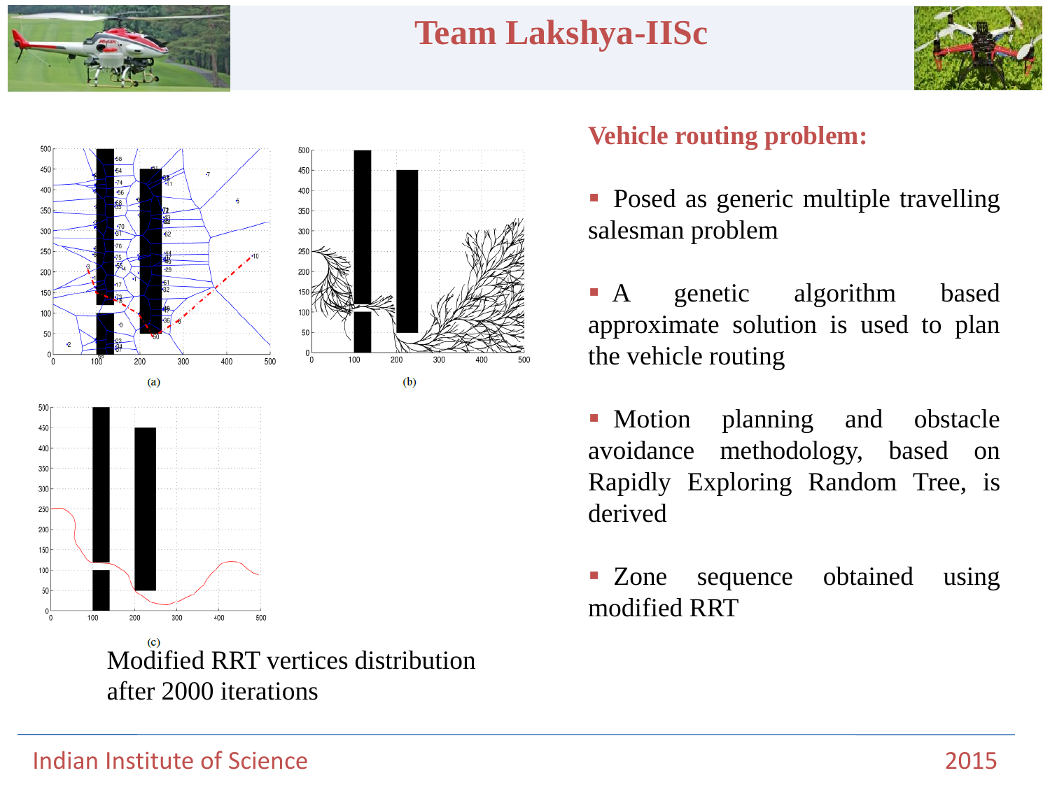# Team Lakshya-IISc

## Vehicle routing problem:

- Posed as generic multiple travelling salesman problem
- A genetic algorithm based approximate solution is used to plan the vehicle routing
- Motion planning and obstacle avoidance methodology, based on Rapidly Exploring Random Tree, is derived
- Zone sequence obtained using modified RRT

(a)

(b)

(c)

Modified RRT vertices distribution after 2000 iterations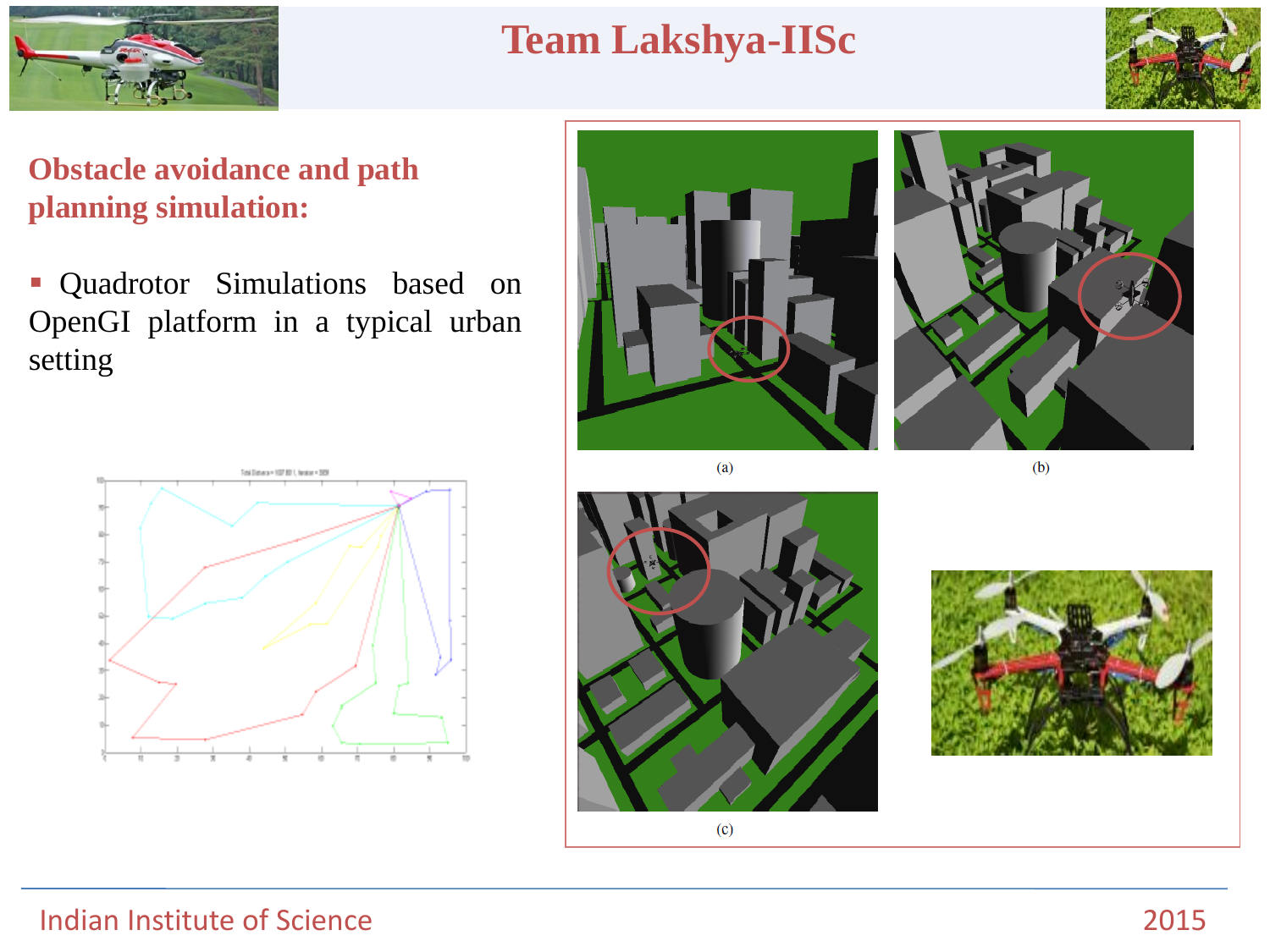# Team Lakshya-IISc

## Obstacle avoidance and path planning simulation:

- Quadrotor Simulations based on OpenGl platform in a typical urban setting

(a)

(b)

(c)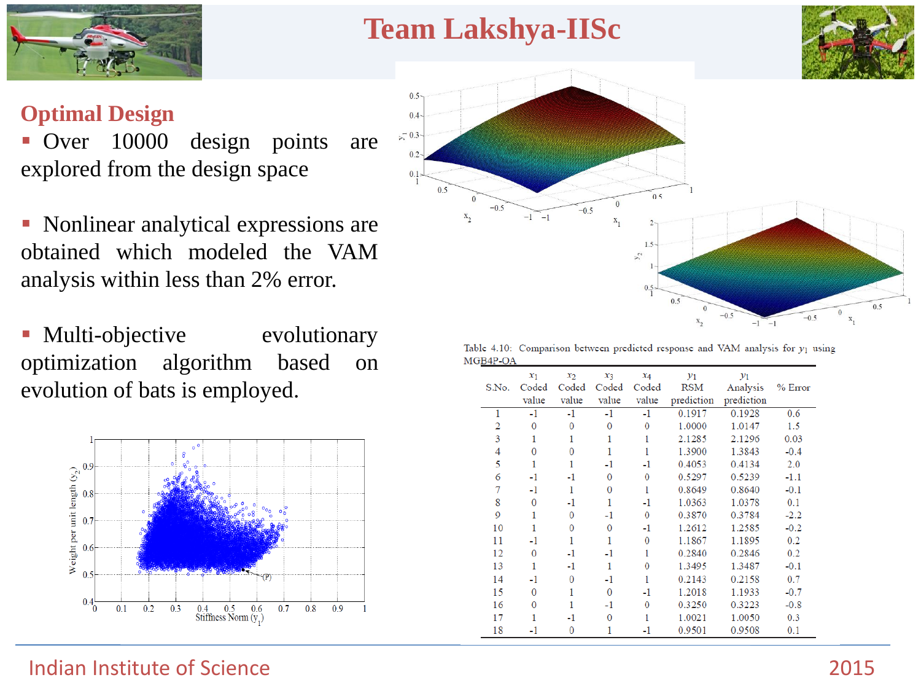# Team Lakshya-IISc

## Optimal Design

- Over 10000 design points are explored from the design space
- Nonlinear analytical expressions are obtained which modeled the VAM analysis within less than 2% error.
- Multi-objective evolutionary optimization algorithm based on evolution of bats is employed.

Weight per unit length ($y_2$)

Stiffness Norm ($y_1$)

(P)

Table 4.10: Comparison between predicted response and VAM analysis for $y_1$ using MGB4P-OA

| S.No. | $x_1$ Coded value | $x_2$ Coded value | $x_3$ Coded value | $x_4$ Coded value | $y_1$ RSM prediction | $y_1$ Analysis prediction | % Error |
|---|---|---|---|---|---|---|---|
| 1 | -1 | -1 | -1 | -1 | 0.1917 | 0.1928 | 0.6 |
| 2 | 0 | 0 | 0 | 0 | 1.0000 | 1.0147 | 1.5 |
| 3 | 1 | 1 | 1 | 1 | 2.1285 | 2.1296 | 0.03 |
| 4 | 0 | 0 | 1 | 1 | 1.3900 | 1.3843 | -0.4 |
| 5 | 1 | 1 | -1 | -1 | 0.4053 | 0.4134 | 2.0 |
| 6 | -1 | -1 | 0 | 0 | 0.5297 | 0.5239 | -1.1 |
| 7 | -1 | 1 | 0 | 1 | 0.8649 | 0.8640 | -0.1 |
| 8 | 0 | -1 | 1 | -1 | 1.0363 | 1.0378 | 0.1 |
| 9 | 1 | 0 | -1 | 0 | 0.3870 | 0.3784 | -2.2 |
| 10 | 1 | 0 | 0 | -1 | 1.2612 | 1.2585 | -0.2 |
| 11 | -1 | 1 | 1 | 0 | 1.1867 | 1.1895 | 0.2 |
| 12 | 0 | -1 | -1 | 1 | 0.2840 | 0.2846 | 0.2 |
| 13 | 1 | -1 | 1 | 0 | 1.3495 | 1.3487 | -0.1 |
| 14 | -1 | 0 | -1 | 1 | 0.2143 | 0.2158 | 0.7 |
| 15 | 0 | 1 | 0 | -1 | 1.2018 | 1.1933 | -0.7 |
| 16 | 0 | 1 | -1 | 0 | 0.3250 | 0.3223 | -0.8 |
| 17 | 1 | -1 | 0 | 1 | 1.0021 | 1.0050 | 0.3 |
| 18 | -1 | 0 | 1 | -1 | 0.9501 | 0.9508 | 0.1 |

Indian Institute of Science 2015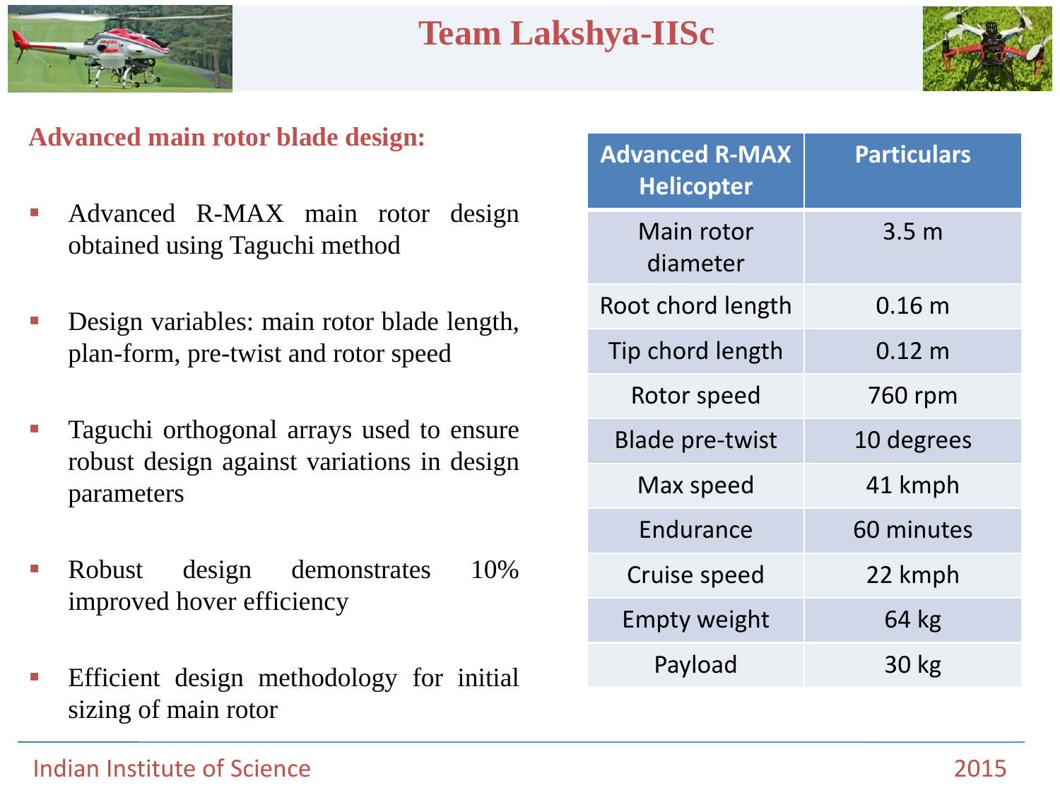# Team Lakshya-IISc

## Advanced main rotor blade design:

- Advanced R-MAX main rotor design obtained using Taguchi method
- Design variables: main rotor blade length, plan-form, pre-twist and rotor speed
- Taguchi orthogonal arrays used to ensure robust design against variations in design parameters
- Robust design demonstrates 10% improved hover efficiency
- Efficient design methodology for initial sizing of main rotor

| Advanced R-MAX Helicopter | Particulars |
| --- | --- |
| Main rotor diameter | 3.5 m |
| Root chord length | 0.16 m |
| Tip chord length | 0.12 m |
| Rotor speed | 760 rpm |
| Blade pre-twist | 10 degrees |
| Max speed | 41 kmph |
| Endurance | 60 minutes |
| Cruise speed | 22 kmph |
| Empty weight | 64 kg |
| Payload | 30 kg |

Indian Institute of Science 2015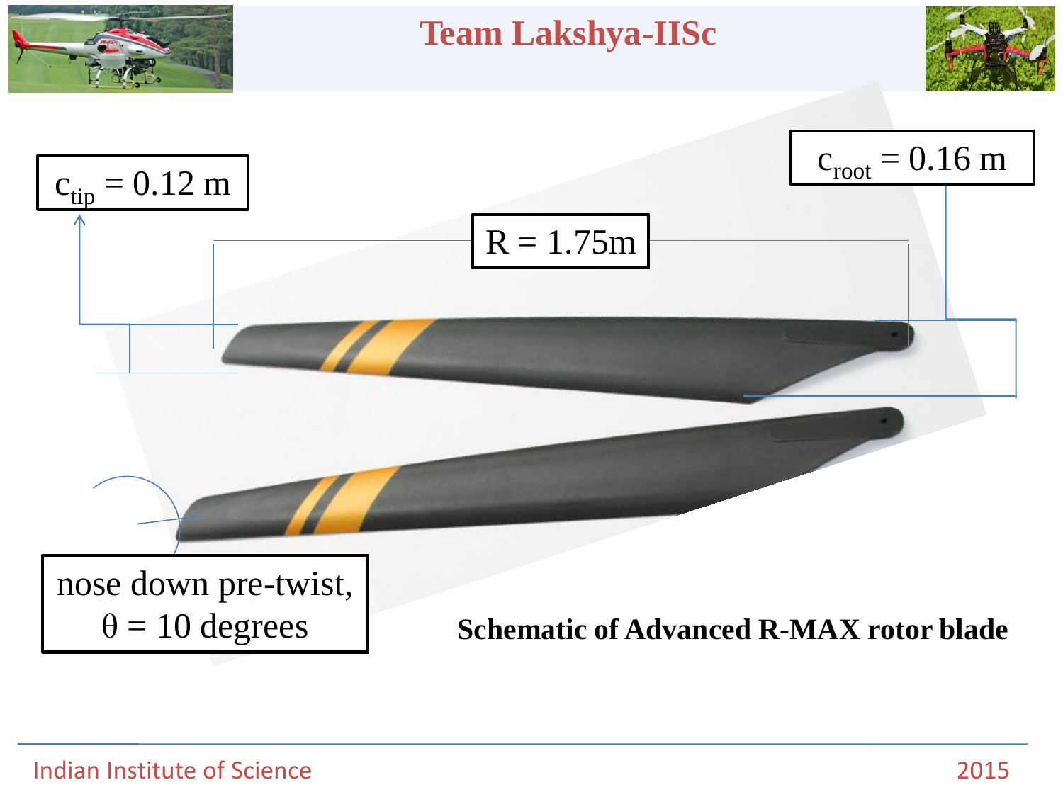$c_{tip} = 0.12$ m

$R = 1.75$m

$c_{root} = 0.16$ m

nose down pre-twist, $\theta = 10$ degrees

**Schematic of Advanced R-MAX rotor blade**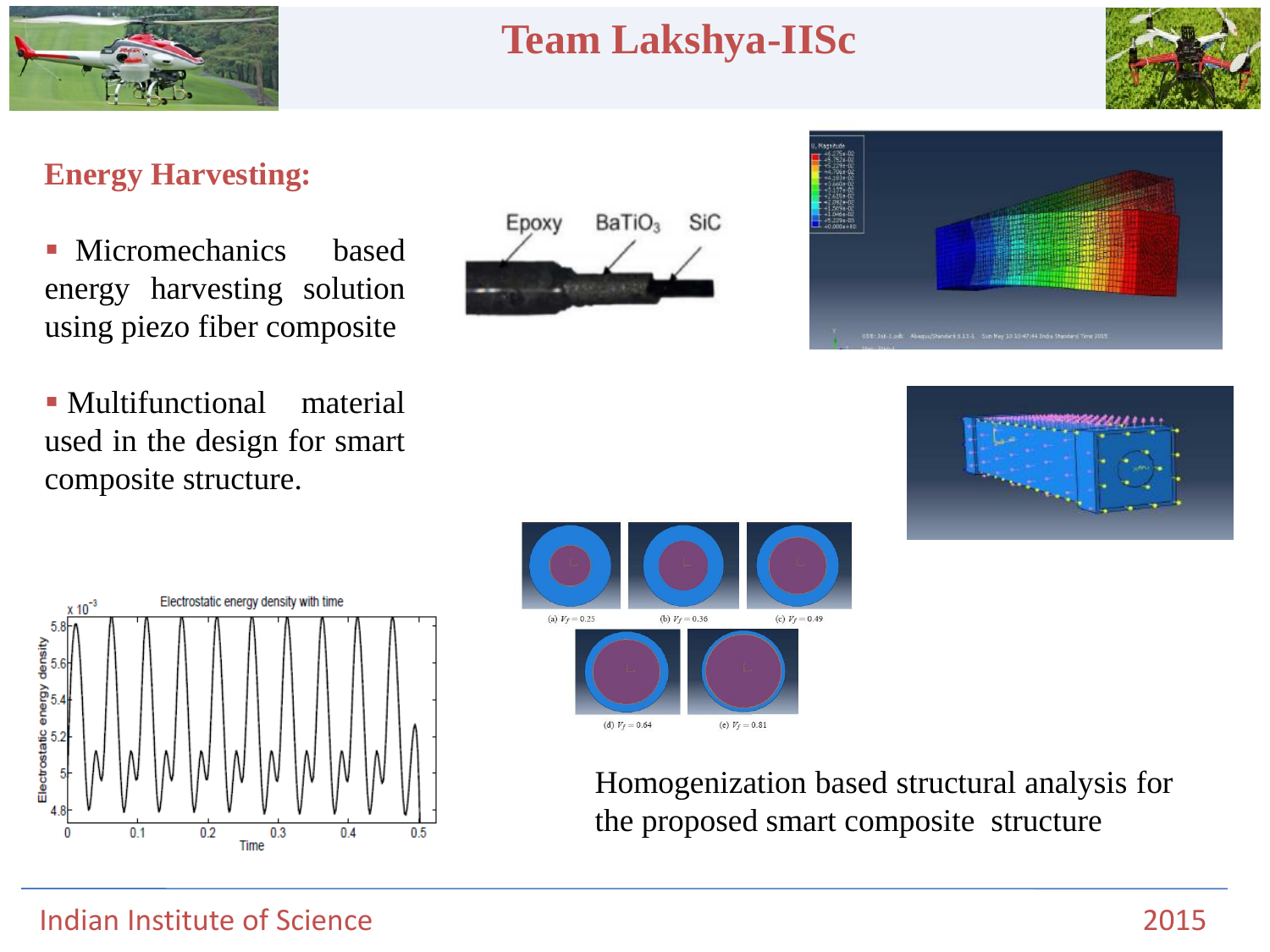# Team Lakshya-IISc

## Energy Harvesting:

- Micromechanics based energy harvesting solution using piezo fiber composite

- Multifunctional material used in the design for smart composite structure.

Epoxy $BaTiO_3$ SiC

Electrostatic energy density with time

x $10^{-3}$

Electrostatic energy density

5.8
5.6
5.4
5.2
5
4.8

Time

0 0.1 0.2 0.3 0.4 0.5

(a) $V_f = 0.25$ (b) $V_f = 0.36$ (c) $V_f = 0.49$

(d) $V_f = 0.64$ (e) $V_f = 0.81$

Homogenization based structural analysis for the proposed smart composite structure

Indian Institute of Science 2015